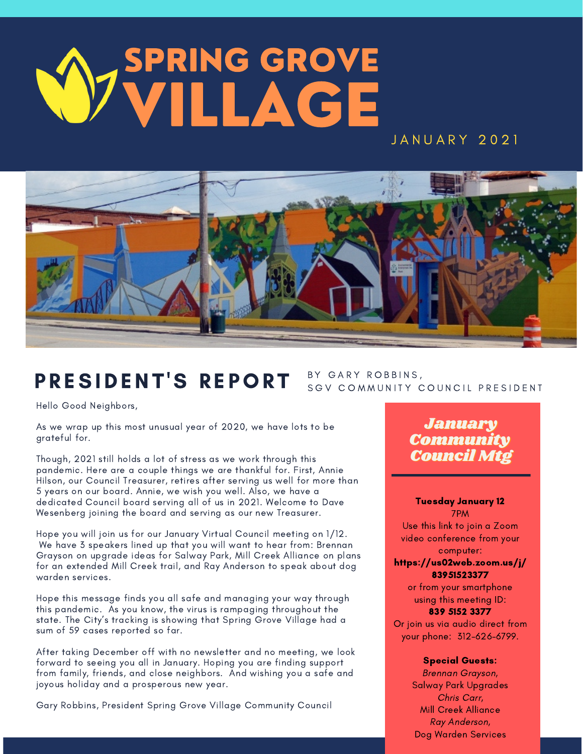# SPRING GROVE VILLAGE

JANUARY 2021

## PRESIDENT'S REPORT

BY GARY ROBBINS,
SGV COMMUNITY COUNCIL PRESIDENT

Hello Good Neighbors,

As we wrap up this most unusual year of 2020, we have lots to be grateful for.

Though, 2021 still holds a lot of stress as we work through this pandemic. Here are a couple things we are thankful for. First, Annie Hilson, our Council Treasurer, retires after serving us well for more than 5 years on our board. Annie, we wish you well. Also, we have a dedicated Council board serving all of us in 2021. Welcome to Dave Wesenberg joining the board and serving as our new Treasurer.

Hope you will join us for our January Virtual Council meeting on 1/12. We have 3 speakers lined up that you will want to hear from: Brennan Grayson on upgrade ideas for Salway Park, Mill Creek Alliance on plans for an extended Mill Creek trail, and Ray Anderson to speak about dog warden services.

Hope this message finds you all safe and managing your way through this pandemic. As you know, the virus is rampaging throughout the state. The City's tracking is showing that Spring Grove Village had a sum of 59 cases reported so far.

After taking December off with no newsletter and no meeting, we look forward to seeing you all in January. Hoping you are finding support from family, friends, and close neighbors. And wishing you a safe and joyous holiday and a prosperous new year.

Gary Robbins, President Spring Grove Village Community Council

### *January Community Council Mtg*

**Tuesday January 12**
7PM
Use this link to join a Zoom video conference from your computer:
**https://us02web.zoom.us/j/83951523377**
or from your smartphone using this meeting ID:
**839 5152 3377**
Or join us via audio direct from your phone: 312-626-6799.

**Special Guests:**
*Brennan Grayson*,
Salway Park Upgrades
*Chris Carr*,
Mill Creek Alliance
*Ray Anderson*,
Dog Warden Services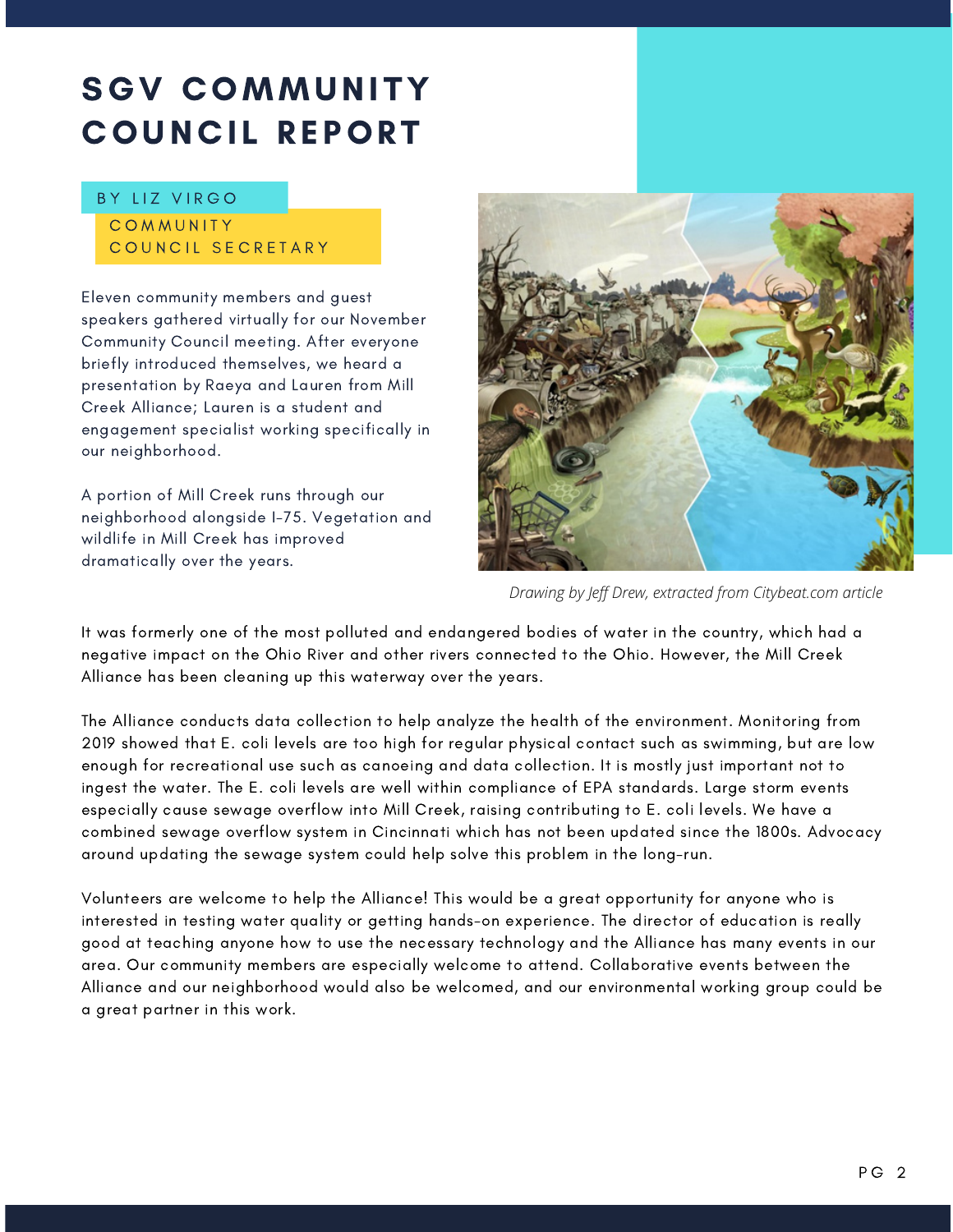# SGV COMMUNITY COUNCIL REPORT

BY LIZ VIRGO
COMMUNITY COUNCIL SECRETARY

Eleven community members and guest speakers gathered virtually for our November Community Council meeting. After everyone briefly introduced themselves, we heard a presentation by Raeya and Lauren from Mill Creek Alliance; Lauren is a student and engagement specialist working specifically in our neighborhood.

A portion of Mill Creek runs through our neighborhood alongside I-75. Vegetation and wildlife in Mill Creek has improved dramatically over the years.

*Drawing by Jeff Drew, extracted from Citybeat.com article*

It was formerly one of the most polluted and endangered bodies of water in the country, which had a negative impact on the Ohio River and other rivers connected to the Ohio. However, the Mill Creek Alliance has been cleaning up this waterway over the years.

The Alliance conducts data collection to help analyze the health of the environment. Monitoring from 2019 showed that E. coli levels are too high for regular physical contact such as swimming, but are low enough for recreational use such as canoeing and data collection. It is mostly just important not to ingest the water. The E. coli levels are well within compliance of EPA standards. Large storm events especially cause sewage overflow into Mill Creek, raising contributing to E. coli levels. We have a combined sewage overflow system in Cincinnati which has not been updated since the 1800s. Advocacy around updating the sewage system could help solve this problem in the long-run.

Volunteers are welcome to help the Alliance! This would be a great opportunity for anyone who is interested in testing water quality or getting hands-on experience. The director of education is really good at teaching anyone how to use the necessary technology and the Alliance has many events in our area. Our community members are especially welcome to attend. Collaborative events between the Alliance and our neighborhood would also be welcomed, and our environmental working group could be a great partner in this work.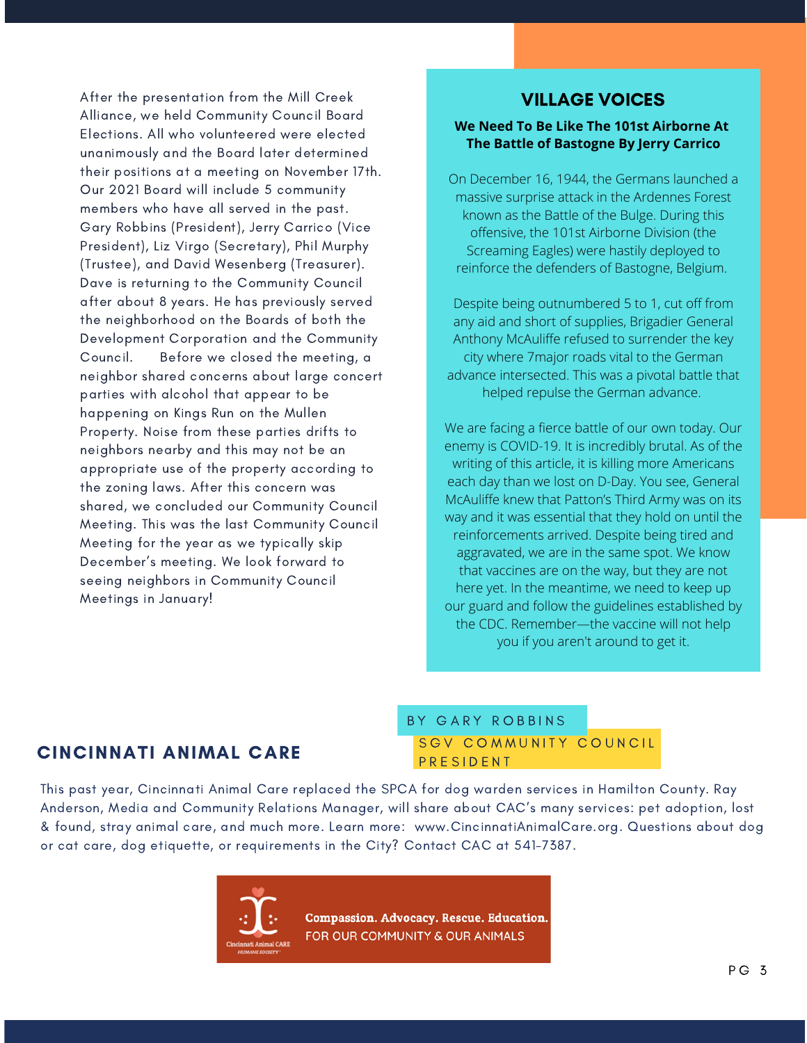After the presentation from the Mill Creek Alliance, we held Community Council Board Elections. All who volunteered were elected unanimously and the Board later determined their positions at a meeting on November 17th. Our 2021 Board will include 5 community members who have all served in the past. Gary Robbins (President), Jerry Carrico (Vice President), Liz Virgo (Secretary), Phil Murphy (Trustee), and David Wesenberg (Treasurer). Dave is returning to the Community Council after about 8 years. He has previously served the neighborhood on the Boards of both the Development Corporation and the Community Council. Before we closed the meeting, a neighbor shared concerns about large concert parties with alcohol that appear to be happening on Kings Run on the Mullen Property. Noise from these parties drifts to neighbors nearby and this may not be an appropriate use of the property according to the zoning laws. After this concern was shared, we concluded our Community Council Meeting. This was the last Community Council Meeting for the year as we typically skip December's meeting. We look forward to seeing neighbors in Community Council Meetings in January!

BY GARY ROBBINS
SGV COMMUNITY COUNCIL PRESIDENT

## VILLAGE VOICES

**We Need To Be Like The 101st Airborne At The Battle of Bastogne By Jerry Carrico**

On December 16, 1944, the Germans launched a massive surprise attack in the Ardennes Forest known as the Battle of the Bulge. During this offensive, the 101st Airborne Division (the Screaming Eagles) were hastily deployed to reinforce the defenders of Bastogne, Belgium.

Despite being outnumbered 5 to 1, cut off from any aid and short of supplies, Brigadier General Anthony McAuliffe refused to surrender the key city where 7major roads vital to the German advance intersected. This was a pivotal battle that helped repulse the German advance.

We are facing a fierce battle of our own today. Our enemy is COVID-19. It is incredibly brutal. As of the writing of this article, it is killing more Americans each day than we lost on D-Day. You see, General McAuliffe knew that Patton's Third Army was on its way and it was essential that they hold on until the reinforcements arrived. Despite being tired and aggravated, we are in the same spot. We know that vaccines are on the way, but they are not here yet. In the meantime, we need to keep up our guard and follow the guidelines established by the CDC. Remember—the vaccine will not help you if you aren't around to get it.

## CINCINNATI ANIMAL CARE

This past year, Cincinnati Animal Care replaced the SPCA for dog warden services in Hamilton County. Ray Anderson, Media and Community Relations Manager, will share about CAC's many services: pet adoption, lost & found, stray animal care, and much more. Learn more: www.CincinnatiAnimalCare.org. Questions about dog or cat care, dog etiquette, or requirements in the City? Contact CAC at 541-7387.

Cincinnati Animal CARE HUMANE SOCIETY

**Compassion. Advocacy. Rescue. Education.**
FOR OUR COMMUNITY & OUR ANIMALS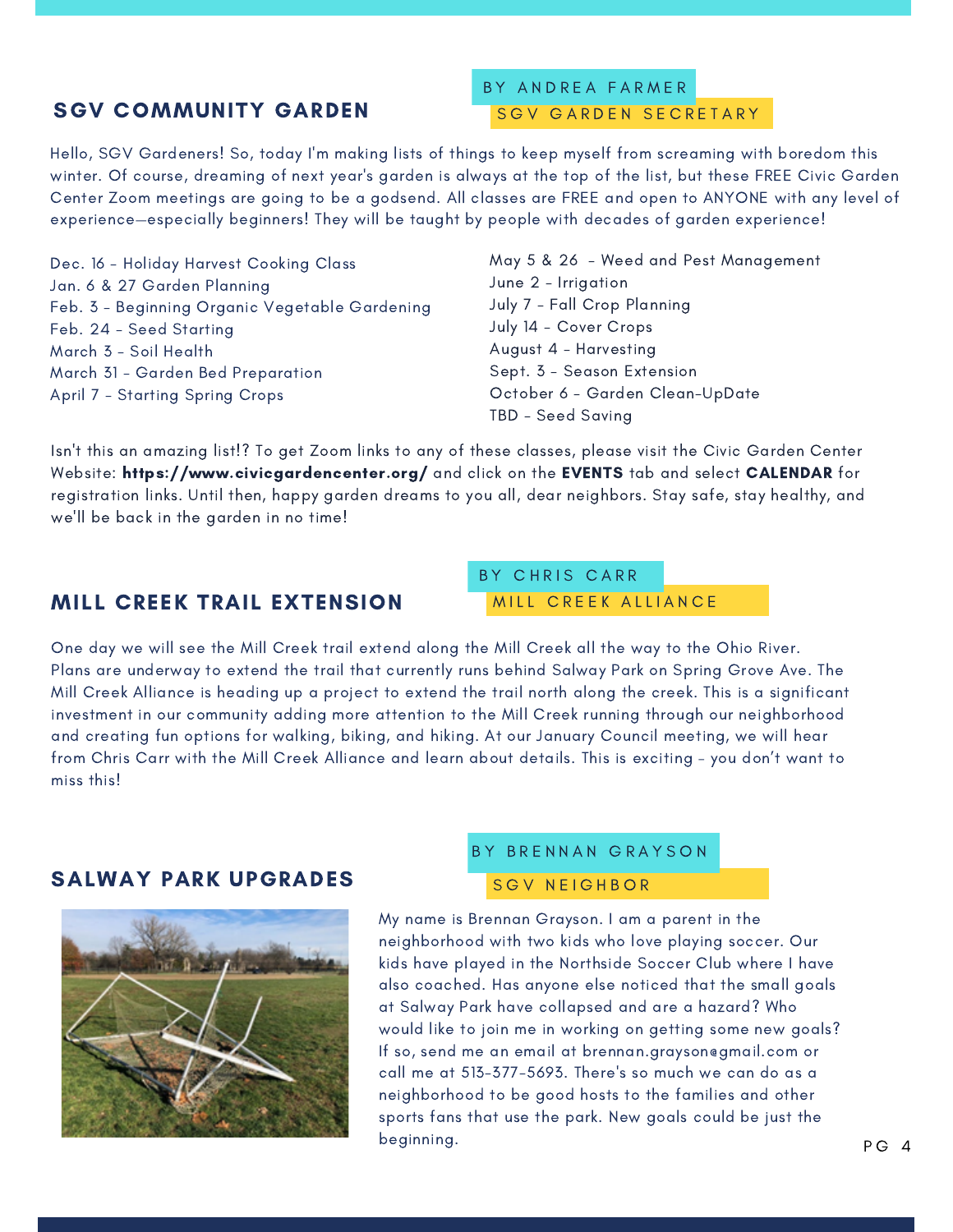## SGV COMMUNITY GARDEN

BY ANDREA FARMER
SGV GARDEN SECRETARY

Hello, SGV Gardeners! So, today I'm making lists of things to keep myself from screaming with boredom this winter. Of course, dreaming of next year's garden is always at the top of the list, but these FREE Civic Garden Center Zoom meetings are going to be a godsend. All classes are FREE and open to ANYONE with any level of experience—especially beginners! They will be taught by people with decades of garden experience!

Dec. 16 - Holiday Harvest Cooking Class
Jan. 6 & 27 Garden Planning
Feb. 3 - Beginning Organic Vegetable Gardening
Feb. 24 - Seed Starting
March 3 - Soil Health
March 31 - Garden Bed Preparation
April 7 - Starting Spring Crops
May 5 & 26 - Weed and Pest Management
June 2 - Irrigation
July 7 - Fall Crop Planning
July 14 - Cover Crops
August 4 - Harvesting
Sept. 3 - Season Extension
October 6 - Garden Clean-UpDate
TBD - Seed Saving

Isn't this an amazing list!? To get Zoom links to any of these classes, please visit the Civic Garden Center Website: **https://www.civicgardencenter.org/** and click on the **EVENTS** tab and select **CALENDAR** for registration links. Until then, happy garden dreams to you all, dear neighbors. Stay safe, stay healthy, and we'll be back in the garden in no time!

## MILL CREEK TRAIL EXTENSION

BY CHRIS CARR
MILL CREEK ALLIANCE

One day we will see the Mill Creek trail extend along the Mill Creek all the way to the Ohio River. Plans are underway to extend the trail that currently runs behind Salway Park on Spring Grove Ave. The Mill Creek Alliance is heading up a project to extend the trail north along the creek. This is a significant investment in our community adding more attention to the Mill Creek running through our neighborhood and creating fun options for walking, biking, and hiking. At our January Council meeting, we will hear from Chris Carr with the Mill Creek Alliance and learn about details. This is exciting - you don't want to miss this!

## SALWAY PARK UPGRADES

BY BRENNAN GRAYSON
SGV NEIGHBOR

My name is Brennan Grayson. I am a parent in the neighborhood with two kids who love playing soccer. Our kids have played in the Northside Soccer Club where I have also coached. Has anyone else noticed that the small goals at Salway Park have collapsed and are a hazard? Who would like to join me in working on getting some new goals? If so, send me an email at brennan.grayson@gmail.com or call me at 513-377-5693. There's so much we can do as a neighborhood to be good hosts to the families and other sports fans that use the park. New goals could be just the beginning.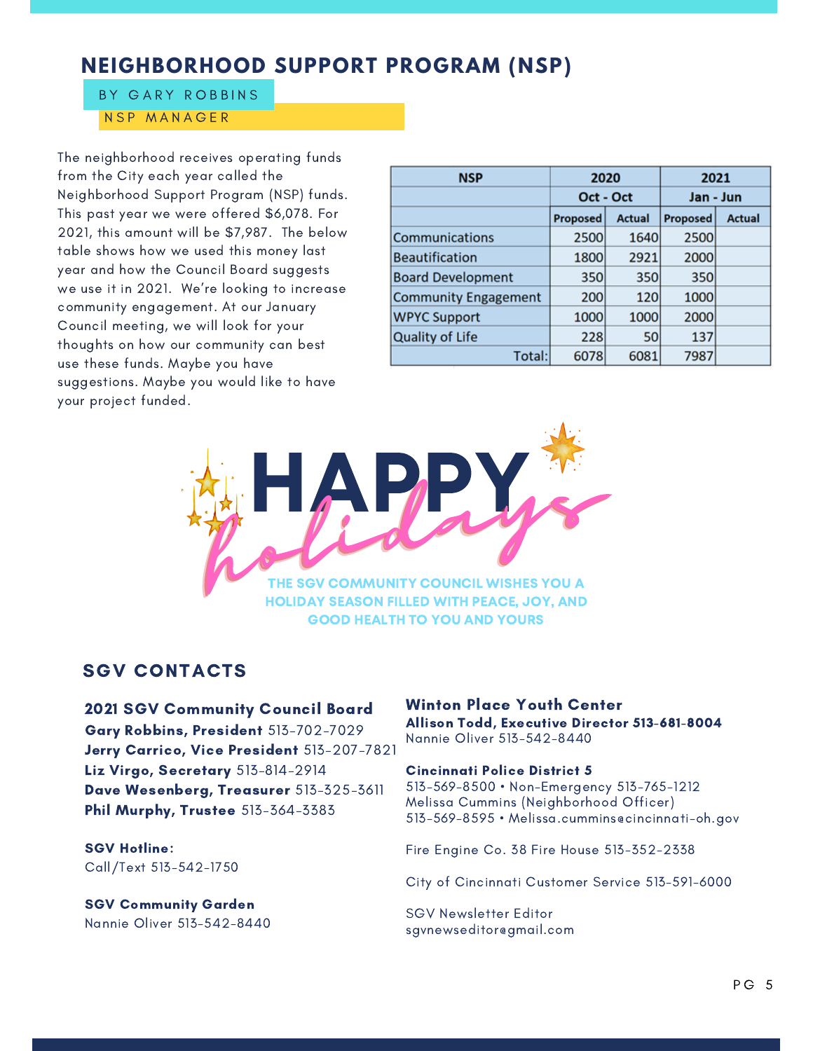## NEIGHBORHOOD SUPPORT PROGRAM (NSP)

BY GARY ROBBINS
NSP MANAGER

The neighborhood receives operating funds from the City each year called the Neighborhood Support Program (NSP) funds. This past year we were offered $6,078. For 2021, this amount will be $7,987. The below table shows how we used this money last year and how the Council Board suggests we use it in 2021. We're looking to increase community engagement. At our January Council meeting, we will look for your thoughts on how our community can best use these funds. Maybe you have suggestions. Maybe you would like to have your project funded.

| NSP | 2020 | | 2021 | |
|---|---|---|---|---|
| | Oct - Oct | | Jan - Jun | |
| | Proposed | Actual | Proposed | Actual |
| Communications | 2500 | 1640 | 2500 | |
| Beautification | 1800 | 2921 | 2000 | |
| Board Development | 350 | 350 | 350 | |
| Community Engagement | 200 | 120 | 1000 | |
| WPYC Support | 1000 | 1000 | 2000 | |
| Quality of Life | 228 | 50 | 137 | |
| Total: | 6078 | 6081 | 7987 | |

HAPPY *holidays*

THE SGV COMMUNITY COUNCIL WISHES YOU A HOLIDAY SEASON FILLED WITH PEACE, JOY, AND GOOD HEALTH TO YOU AND YOURS

## SGV CONTACTS

**2021 SGV Community Council Board**
**Gary Robbins, President** 513-702-7029
**Jerry Carrico, Vice President** 513-207-7821
**Liz Virgo, Secretary** 513-814-2914
**Dave Wesenberg, Treasurer** 513-325-3611
**Phil Murphy, Trustee** 513-364-3383

**SGV Hotline:**
Call/Text 513-542-1750

**SGV Community Garden**
Nannie Oliver 513-542-8440

**Winton Place Youth Center**
**Allison Todd, Executive Director 513-681-8004**
Nannie Oliver 513-542-8440

**Cincinnati Police District 5**
513-569-8500 • Non-Emergency 513-765-1212
Melissa Cummins (Neighborhood Officer)
513-569-8595 • Melissa.cummins@cincinnati-oh.gov

Fire Engine Co. 38 Fire House 513-352-2338

City of Cincinnati Customer Service 513-591-6000

SGV Newsletter Editor
sgvnewseditor@gmail.com